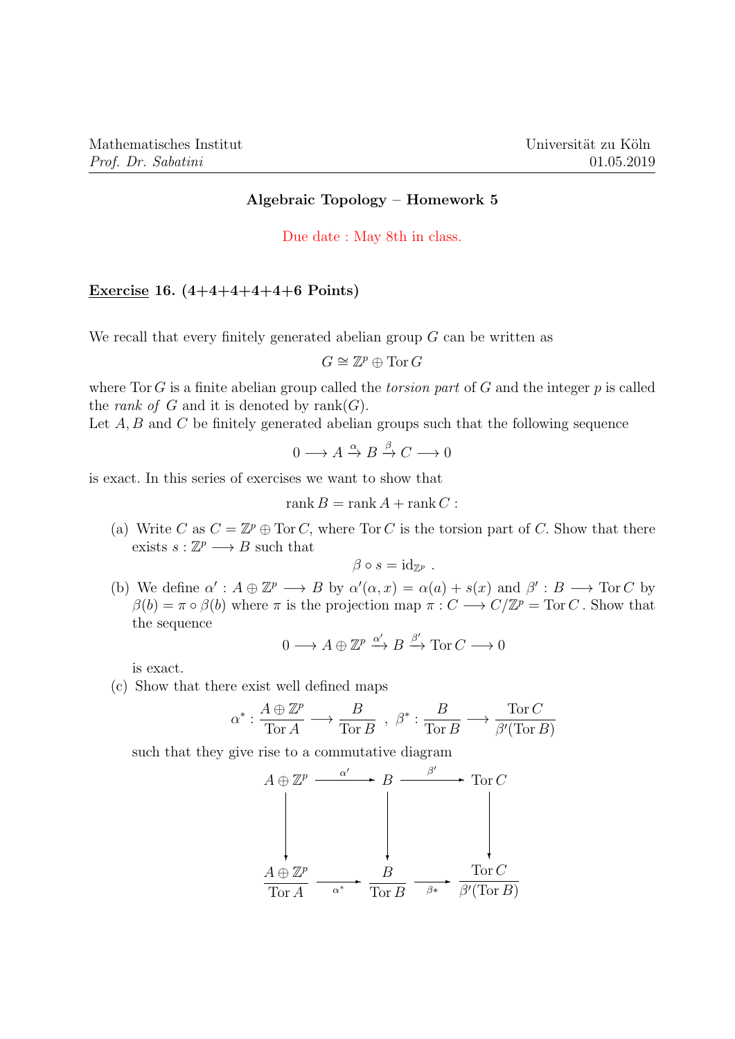Mathematisches Institut  
*Prof. Dr. Sabatini*

Universität zu Köln  
01.05.2019

## Algebraic Topology – Homework 5

Due date : May 8th in class.

**<u>Exercise</u> 16. (4+4+4+4+4+6 Points)**

We recall that every finitely generated abelian group $G$ can be written as

$$G \cong \mathbb{Z}^p \oplus \operatorname{Tor} G$$

where $\operatorname{Tor} G$ is a finite abelian group called the *torsion part* of $G$ and the integer $p$ is called the *rank of* $G$ and it is denoted by $\operatorname{rank}(G)$.

Let $A, B$ and $C$ be finitely generated abelian groups such that the following sequence

$$0 \longrightarrow A \xrightarrow{\alpha} B \xrightarrow{\beta} C \longrightarrow 0$$

is exact. In this series of exercises we want to show that

$$\operatorname{rank} B = \operatorname{rank} A + \operatorname{rank} C :$$

(a) Write $C$ as $C = \mathbb{Z}^p \oplus \operatorname{Tor} C$, where $\operatorname{Tor} C$ is the torsion part of $C$. Show that there exists $s : \mathbb{Z}^p \longrightarrow B$ such that

$$\beta \circ s = \mathrm{id}_{\mathbb{Z}^p} \ .$$

(b) We define $\alpha' : A \oplus \mathbb{Z}^p \longrightarrow B$ by $\alpha'(\alpha, x) = \alpha(a) + s(x)$ and $\beta' : B \longrightarrow \operatorname{Tor} C$ by $\beta(b) = \pi \circ \beta(b)$ where $\pi$ is the projection map $\pi : C \longrightarrow C/\mathbb{Z}^p = \operatorname{Tor} C$ . Show that the sequence

$$0 \longrightarrow A \oplus \mathbb{Z}^p \xrightarrow{\alpha'} B \xrightarrow{\beta'} \operatorname{Tor} C \longrightarrow 0$$

is exact.

(c) Show that there exist well defined maps

$$\alpha^* : \frac{A \oplus \mathbb{Z}^p}{\operatorname{Tor} A} \longrightarrow \frac{B}{\operatorname{Tor} B} \ , \ \beta^* : \frac{B}{\operatorname{Tor} B} \longrightarrow \frac{\operatorname{Tor} C}{\beta'(\operatorname{Tor} B)}$$

such that they give rise to a commutative diagram

$$\begin{array}{ccccc}
A \oplus \mathbb{Z}^p & \xrightarrow{\alpha'} & B & \xrightarrow{\beta'} & \operatorname{Tor} C \\
\downarrow & & \downarrow & & \downarrow \\
\dfrac{A \oplus \mathbb{Z}^p}{\operatorname{Tor} A} & \xrightarrow{\alpha^*} & \dfrac{B}{\operatorname{Tor} B} & \xrightarrow{\beta*} & \dfrac{\operatorname{Tor} C}{\beta'(\operatorname{Tor} B)}
\end{array}$$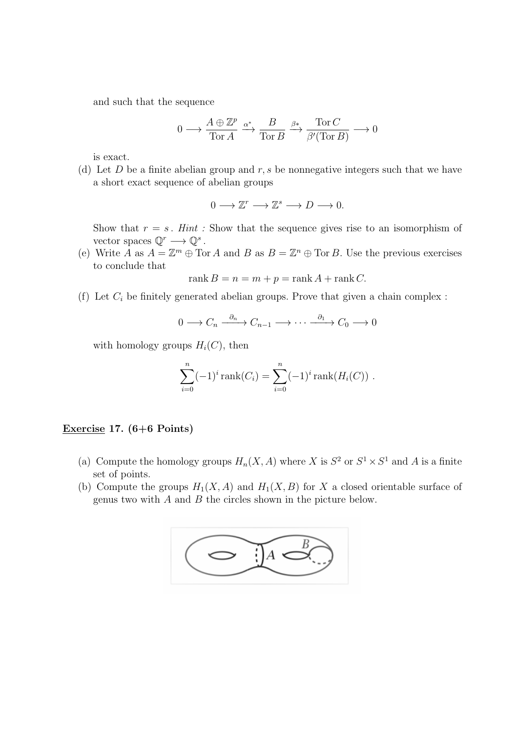and such that the sequence

$$0 \longrightarrow \frac{A \oplus \mathbb{Z}^p}{\operatorname{Tor} A} \xrightarrow{\alpha^*} \frac{B}{\operatorname{Tor} B} \xrightarrow{\beta*} \frac{\operatorname{Tor} C}{\beta'(\operatorname{Tor} B)} \longrightarrow 0$$

is exact.

(d) Let $D$ be a finite abelian group and $r, s$ be nonnegative integers such that we have a short exact sequence of abelian groups

$$0 \longrightarrow \mathbb{Z}^r \longrightarrow \mathbb{Z}^s \longrightarrow D \longrightarrow 0.$$

Show that $r = s$. *Hint :* Show that the sequence gives rise to an isomorphism of vector spaces $\mathbb{Q}^r \longrightarrow \mathbb{Q}^s$.

(e) Write $A$ as $A = \mathbb{Z}^m \oplus \operatorname{Tor} A$ and $B$ as $B = \mathbb{Z}^n \oplus \operatorname{Tor} B$. Use the previous exercises to conclude that

$$\operatorname{rank} B = n = m + p = \operatorname{rank} A + \operatorname{rank} C.$$

(f) Let $C_i$ be finitely generated abelian groups. Prove that given a chain complex :

$$0 \longrightarrow C_n \xrightarrow{\partial_n} C_{n-1} \longrightarrow \cdots \xrightarrow{\partial_1} C_0 \longrightarrow 0$$

with homology groups $H_i(C)$, then

$$\sum_{i=0}^{n} (-1)^i \operatorname{rank}(C_i) = \sum_{i=0}^{n} (-1)^i \operatorname{rank}(H_i(C)) \ .$$

**Exercise 17. (6+6 Points)**

(a) Compute the homology groups $H_n(X, A)$ where $X$ is $S^2$ or $S^1 \times S^1$ and $A$ is a finite set of points.

(b) Compute the groups $H_1(X, A)$ and $H_1(X, B)$ for $X$ a closed orientable surface of genus two with $A$ and $B$ the circles shown in the picture below.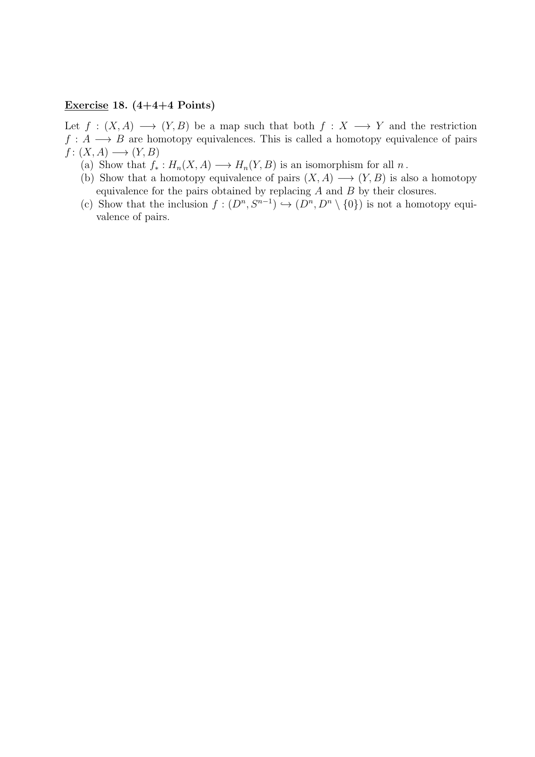**Exercise 18. (4+4+4 Points)**

Let $f : (X, A) \longrightarrow (Y, B)$ be a map such that both $f : X \longrightarrow Y$ and the restriction $f : A \longrightarrow B$ are homotopy equivalences. This is called a homotopy equivalence of pairs $f : (X, A) \longrightarrow (Y, B)$

(a) Show that $f_* : H_n(X, A) \longrightarrow H_n(Y, B)$ is an isomorphism for all $n$.

(b) Show that a homotopy equivalence of pairs $(X, A) \longrightarrow (Y, B)$ is also a homotopy equivalence for the pairs obtained by replacing $A$ and $B$ by their closures.

(c) Show that the inclusion $f : (D^n, S^{n-1}) \hookrightarrow (D^n, D^n \setminus \{0\})$ is not a homotopy equivalence of pairs.